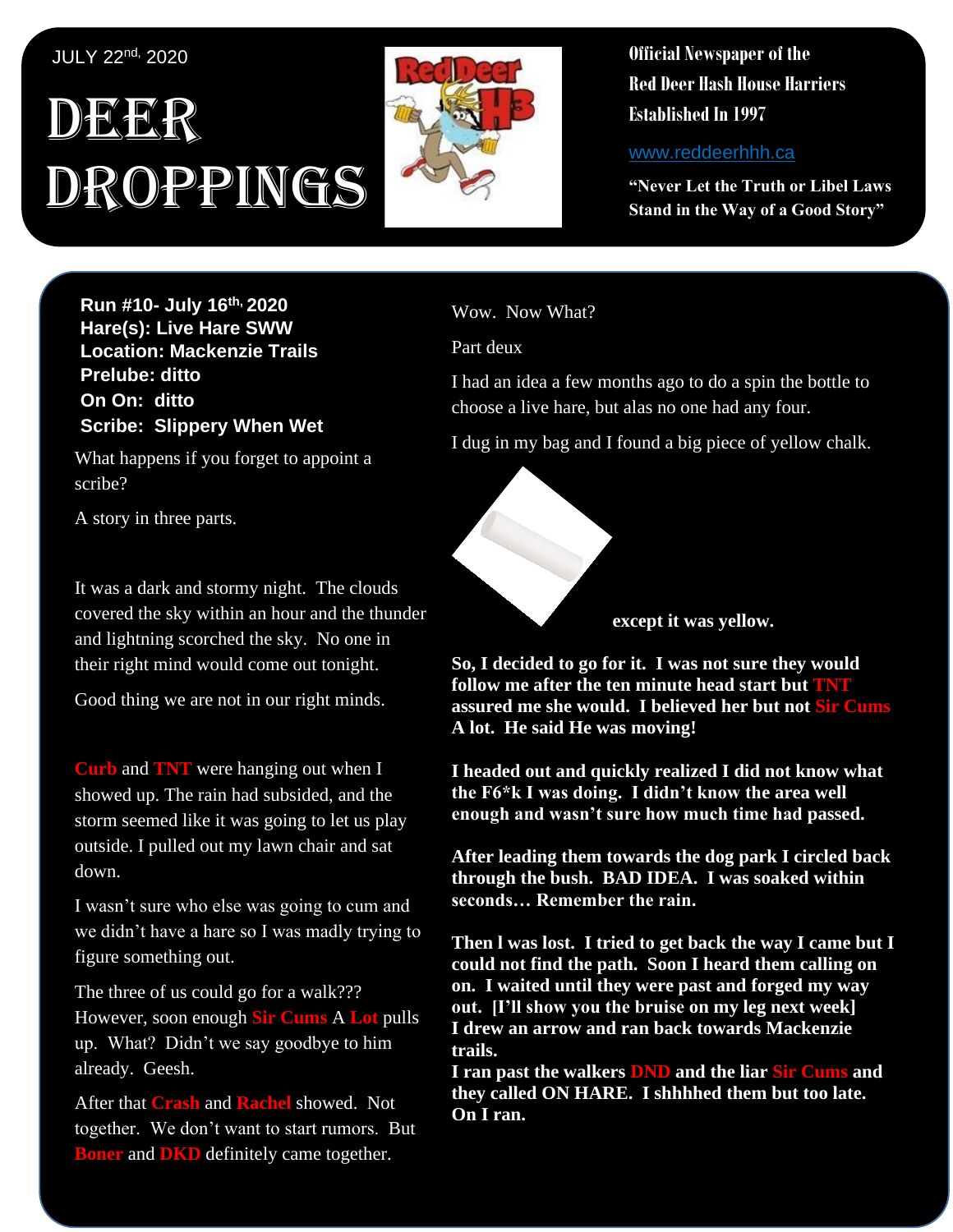JULY 22nd, 2020

# DEER DROPPINGS

**Official Newspaper of the Red Deer Hash House Harriers Established In 1997**

www.reddeerhhh.ca

**"Never Let the Truth or Libel Laws Stand in the Way of a Good Story"**

**Run #10- July 16th, 2020**
**Hare(s): Live Hare SWW**
**Location: Mackenzie Trails**
**Prelube: ditto**
**On On: ditto**
**Scribe: Slippery When Wet**

What happens if you forget to appoint a scribe?

A story in three parts.

It was a dark and stormy night. The clouds covered the sky within an hour and the thunder and lightning scorched the sky. No one in their right mind would come out tonight.

Good thing we are not in our right minds.

Curb and TNT were hanging out when I showed up. The rain had subsided, and the storm seemed like it was going to let us play outside. I pulled out my lawn chair and sat down.

I wasn't sure who else was going to cum and we didn't have a hare so I was madly trying to figure something out.

The three of us could go for a walk??? However, soon enough Sir Cums A Lot pulls up. What? Didn't we say goodbye to him already. Geesh.

After that Crash and Rachel showed. Not together. We don't want to start rumors. But Boner and DKD definitely came together.

Wow. Now What?

Part deux

I had an idea a few months ago to do a spin the bottle to choose a live hare, but alas no one had any four.

I dug in my bag and I found a big piece of yellow chalk.

**except it was yellow.**

**So, I decided to go for it. I was not sure they would follow me after the ten minute head start but TNT assured me she would. I believed her but not Sir Cums A lot. He said He was moving!**

**I headed out and quickly realized I did not know what the F6*k I was doing. I didn't know the area well enough and wasn't sure how much time had passed.**

**After leading them towards the dog park I circled back through the bush. BAD IDEA. I was soaked within seconds… Remember the rain.**

**Then I was lost. I tried to get back the way I came but I could not find the path. Soon I heard them calling on on. I waited until they were past and forged my way out. [I'll show you the bruise on my leg next week] I drew an arrow and ran back towards Mackenzie trails.**
**I ran past the walkers DND and the liar Sir Cums and they called ON HARE. I shhhhed them but too late. On I ran.**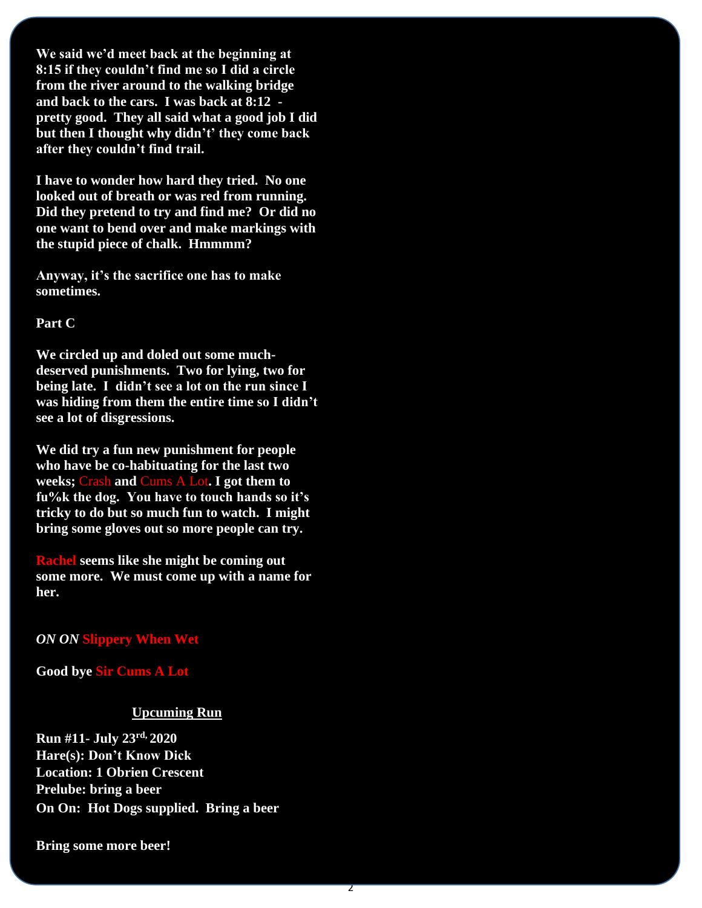**We said we'd meet back at the beginning at 8:15 if they couldn't find me so I did a circle from the river around to the walking bridge and back to the cars. I was back at 8:12 - pretty good. They all said what a good job I did but then I thought why didn't' they come back after they couldn't find trail.**

**I have to wonder how hard they tried. No one looked out of breath or was red from running. Did they pretend to try and find me? Or did no one want to bend over and make markings with the stupid piece of chalk. Hmmmm?**

**Anyway, it's the sacrifice one has to make sometimes.**

**Part C**

**We circled up and doled out some much-deserved punishments. Two for lying, two for being late. I didn't see a lot on the run since I was hiding from them the entire time so I didn't see a lot of disgressions.**

**We did try a fun new punishment for people who have be co-habituating for the last two weeks;** Crash **and** Cums A Lot**. I got them to fu%k the dog. You have to touch hands so it's tricky to do but so much fun to watch. I might bring some gloves out so more people can try.**

**Rachel seems like she might be coming out some more. We must come up with a name for her.**

***ON ON* Slippery When Wet**

**Good bye Sir Cums A Lot**

**Upcuming Run**

**Run #11- July 23rd, 2020**
**Hare(s): Don't Know Dick**
**Location: 1 Obrien Crescent**
**Prelube: bring a beer**
**On On: Hot Dogs supplied. Bring a beer**

**Bring some more beer!**